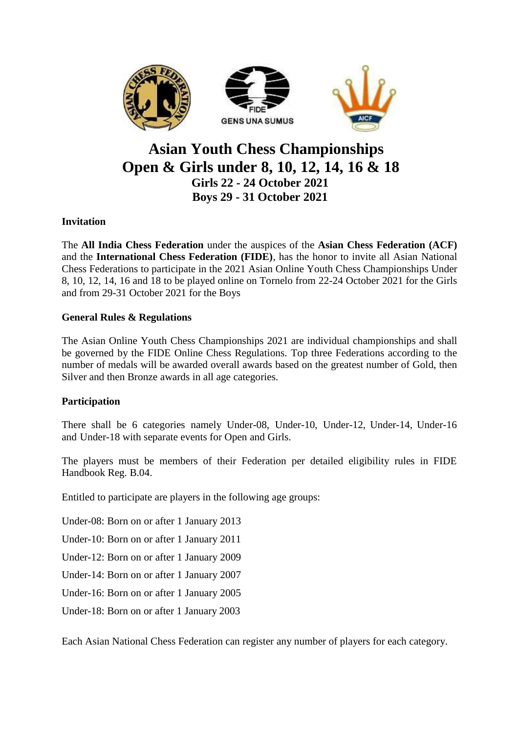# Asian Youth Chess Championships
# Open & Girls under 8, 10, 12, 14, 16 & 18

**Girls 22 - 24 October 2021**
**Boys 29 - 31 October 2021**

## Invitation

The **All India Chess Federation** under the auspices of the **Asian Chess Federation (ACF)** and the **International Chess Federation (FIDE)**, has the honor to invite all Asian National Chess Federations to participate in the 2021 Asian Online Youth Chess Championships Under 8, 10, 12, 14, 16 and 18 to be played online on Tornelo from 22-24 October 2021 for the Girls and from 29-31 October 2021 for the Boys

## General Rules & Regulations

The Asian Online Youth Chess Championships 2021 are individual championships and shall be governed by the FIDE Online Chess Regulations. Top three Federations according to the number of medals will be awarded overall awards based on the greatest number of Gold, then Silver and then Bronze awards in all age categories.

## Participation

There shall be 6 categories namely Under-08, Under-10, Under-12, Under-14, Under-16 and Under-18 with separate events for Open and Girls.

The players must be members of their Federation per detailed eligibility rules in FIDE Handbook Reg. B.04.

Entitled to participate are players in the following age groups:

Under-08: Born on or after 1 January 2013

Under-10: Born on or after 1 January 2011

Under-12: Born on or after 1 January 2009

Under-14: Born on or after 1 January 2007

Under-16: Born on or after 1 January 2005

Under-18: Born on or after 1 January 2003

Each Asian National Chess Federation can register any number of players for each category.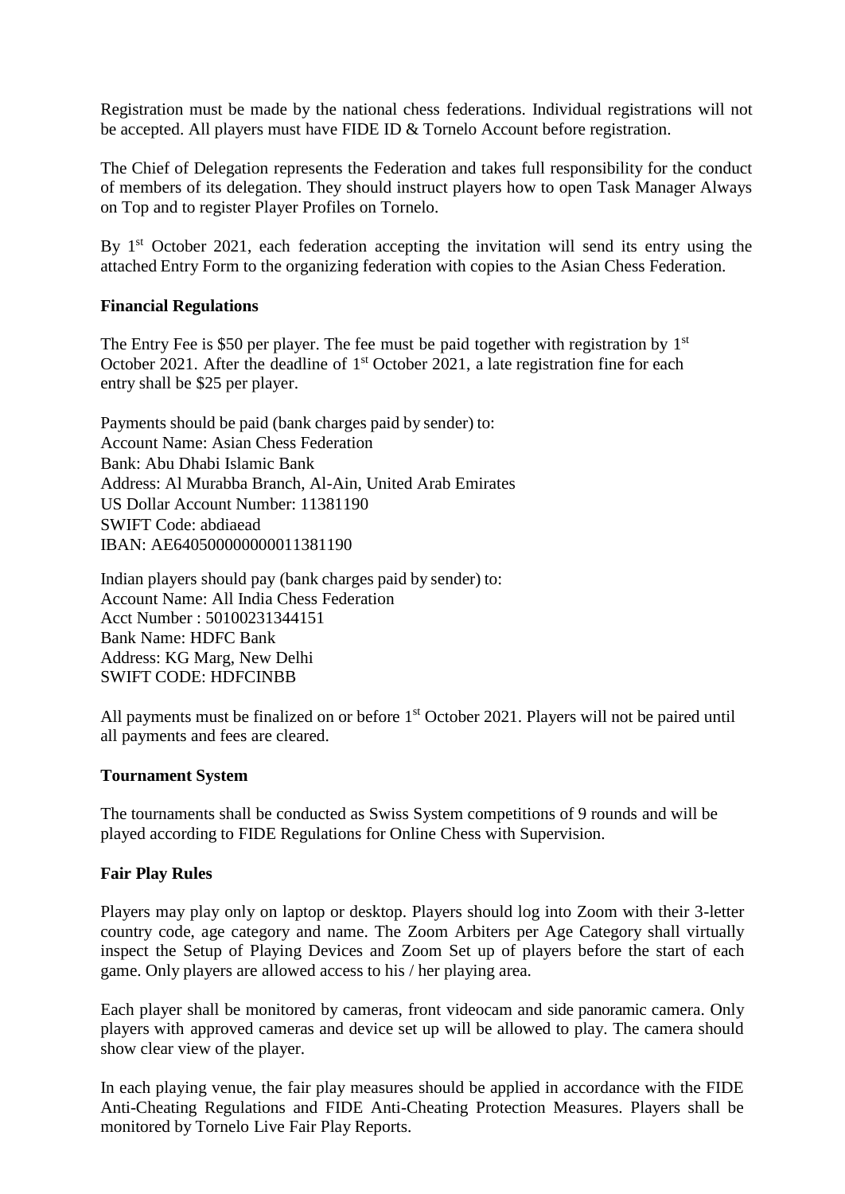Registration must be made by the national chess federations. Individual registrations will not be accepted. All players must have FIDE ID & Tornelo Account before registration.

The Chief of Delegation represents the Federation and takes full responsibility for the conduct of members of its delegation. They should instruct players how to open Task Manager Always on Top and to register Player Profiles on Tornelo.

By 1st October 2021, each federation accepting the invitation will send its entry using the attached Entry Form to the organizing federation with copies to the Asian Chess Federation.

**Financial Regulations**

The Entry Fee is $50 per player. The fee must be paid together with registration by 1st October 2021. After the deadline of 1st October 2021, a late registration fine for each entry shall be $25 per player.

Payments should be paid (bank charges paid by sender) to:
Account Name: Asian Chess Federation
Bank: Abu Dhabi Islamic Bank
Address: Al Murabba Branch, Al-Ain, United Arab Emirates
US Dollar Account Number: 11381190
SWIFT Code: abdiaead
IBAN: AE640500000000011381190

Indian players should pay (bank charges paid by sender) to:
Account Name: All India Chess Federation
Acct Number : 50100231344151
Bank Name: HDFC Bank
Address: KG Marg, New Delhi
SWIFT CODE: HDFCINBB

All payments must be finalized on or before 1st October 2021. Players will not be paired until all payments and fees are cleared.

**Tournament System**

The tournaments shall be conducted as Swiss System competitions of 9 rounds and will be played according to FIDE Regulations for Online Chess with Supervision.

**Fair Play Rules**

Players may play only on laptop or desktop. Players should log into Zoom with their 3-letter country code, age category and name. The Zoom Arbiters per Age Category shall virtually inspect the Setup of Playing Devices and Zoom Set up of players before the start of each game. Only players are allowed access to his / her playing area.

Each player shall be monitored by cameras, front videocam and side panoramic camera. Only players with approved cameras and device set up will be allowed to play. The camera should show clear view of the player.

In each playing venue, the fair play measures should be applied in accordance with the FIDE Anti-Cheating Regulations and FIDE Anti-Cheating Protection Measures. Players shall be monitored by Tornelo Live Fair Play Reports.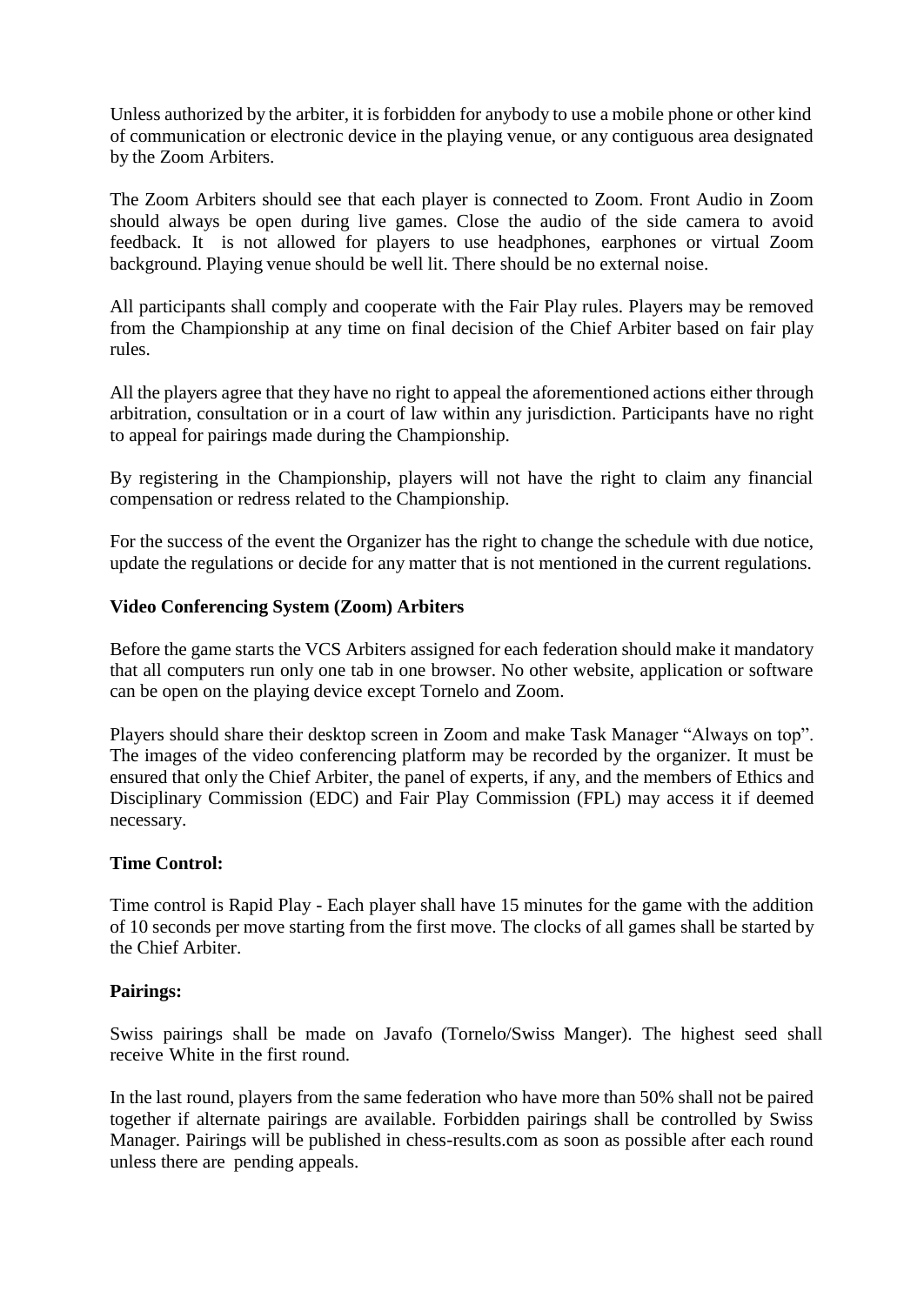Unless authorized by the arbiter, it is forbidden for anybody to use a mobile phone or other kind of communication or electronic device in the playing venue, or any contiguous area designated by the Zoom Arbiters.

The Zoom Arbiters should see that each player is connected to Zoom. Front Audio in Zoom should always be open during live games. Close the audio of the side camera to avoid feedback. It is not allowed for players to use headphones, earphones or virtual Zoom background. Playing venue should be well lit. There should be no external noise.

All participants shall comply and cooperate with the Fair Play rules. Players may be removed from the Championship at any time on final decision of the Chief Arbiter based on fair play rules.

All the players agree that they have no right to appeal the aforementioned actions either through arbitration, consultation or in a court of law within any jurisdiction. Participants have no right to appeal for pairings made during the Championship.

By registering in the Championship, players will not have the right to claim any financial compensation or redress related to the Championship.

For the success of the event the Organizer has the right to change the schedule with due notice, update the regulations or decide for any matter that is not mentioned in the current regulations.

**Video Conferencing System (Zoom) Arbiters**

Before the game starts the VCS Arbiters assigned for each federation should make it mandatory that all computers run only one tab in one browser. No other website, application or software can be open on the playing device except Tornelo and Zoom.

Players should share their desktop screen in Zoom and make Task Manager "Always on top". The images of the video conferencing platform may be recorded by the organizer. It must be ensured that only the Chief Arbiter, the panel of experts, if any, and the members of Ethics and Disciplinary Commission (EDC) and Fair Play Commission (FPL) may access it if deemed necessary.

**Time Control:**

Time control is Rapid Play - Each player shall have 15 minutes for the game with the addition of 10 seconds per move starting from the first move. The clocks of all games shall be started by the Chief Arbiter.

**Pairings:**

Swiss pairings shall be made on Javafo (Tornelo/Swiss Manger). The highest seed shall receive White in the first round.

In the last round, players from the same federation who have more than 50% shall not be paired together if alternate pairings are available. Forbidden pairings shall be controlled by Swiss Manager. Pairings will be published in chess-results.com as soon as possible after each round unless there are pending appeals.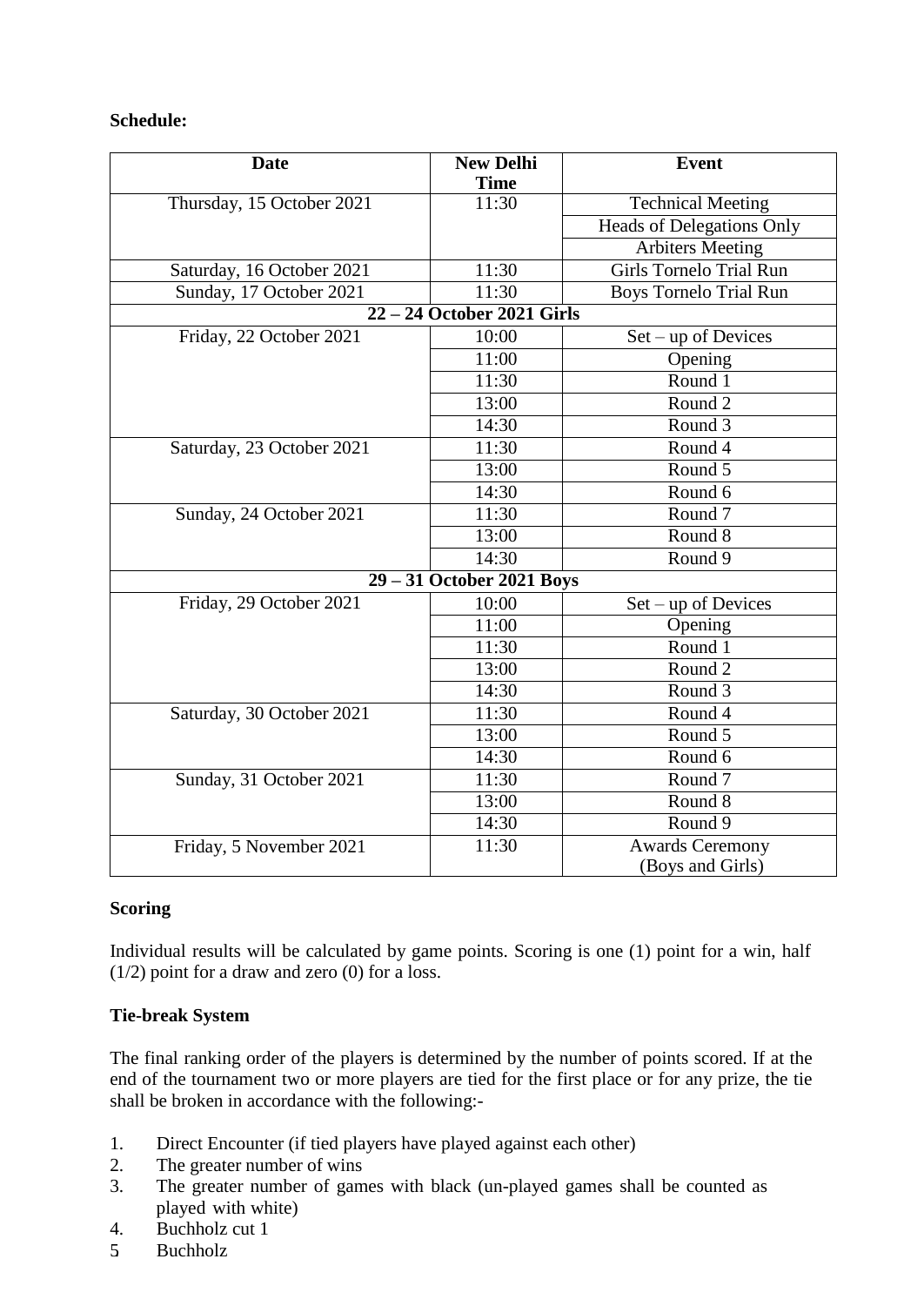**Schedule:**

| Date | New Delhi Time | Event |
|---|---|---|
| Thursday, 15 October 2021 | 11:30 | Technical Meeting |
| | | Heads of Delegations Only |
| | | Arbiters Meeting |
| Saturday, 16 October 2021 | 11:30 | Girls Tornelo Trial Run |
| Sunday, 17 October 2021 | 11:30 | Boys Tornelo Trial Run |
| **22 – 24 October 2021 Girls** | | |
| Friday, 22 October 2021 | 10:00 | Set – up of Devices |
| | 11:00 | Opening |
| | 11:30 | Round 1 |
| | 13:00 | Round 2 |
| | 14:30 | Round 3 |
| Saturday, 23 October 2021 | 11:30 | Round 4 |
| | 13:00 | Round 5 |
| | 14:30 | Round 6 |
| Sunday, 24 October 2021 | 11:30 | Round 7 |
| | 13:00 | Round 8 |
| | 14:30 | Round 9 |
| **29 – 31 October 2021 Boys** | | |
| Friday, 29 October 2021 | 10:00 | Set – up of Devices |
| | 11:00 | Opening |
| | 11:30 | Round 1 |
| | 13:00 | Round 2 |
| | 14:30 | Round 3 |
| Saturday, 30 October 2021 | 11:30 | Round 4 |
| | 13:00 | Round 5 |
| | 14:30 | Round 6 |
| Sunday, 31 October 2021 | 11:30 | Round 7 |
| | 13:00 | Round 8 |
| | 14:30 | Round 9 |
| Friday, 5 November 2021 | 11:30 | Awards Ceremony (Boys and Girls) |

**Scoring**

Individual results will be calculated by game points. Scoring is one (1) point for a win, half (1/2) point for a draw and zero (0) for a loss.

**Tie-break System**

The final ranking order of the players is determined by the number of points scored. If at the end of the tournament two or more players are tied for the first place or for any prize, the tie shall be broken in accordance with the following:-

1. Direct Encounter (if tied players have played against each other)
2. The greater number of wins
3. The greater number of games with black (un-played games shall be counted as played with white)
4. Buchholz cut 1
5. Buchholz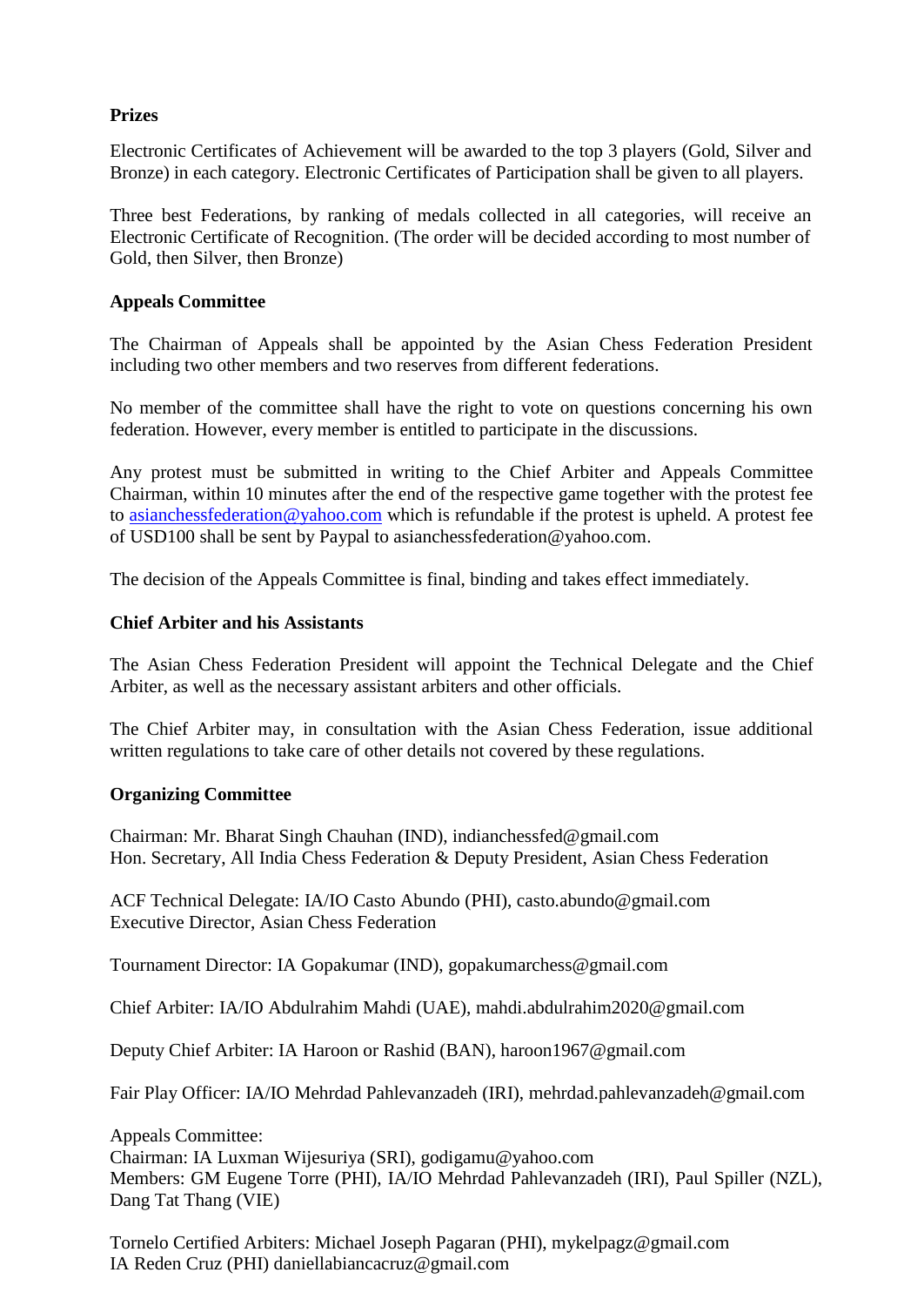**Prizes**

Electronic Certificates of Achievement will be awarded to the top 3 players (Gold, Silver and Bronze) in each category. Electronic Certificates of Participation shall be given to all players.

Three best Federations, by ranking of medals collected in all categories, will receive an Electronic Certificate of Recognition. (The order will be decided according to most number of Gold, then Silver, then Bronze)

**Appeals Committee**

The Chairman of Appeals shall be appointed by the Asian Chess Federation President including two other members and two reserves from different federations.

No member of the committee shall have the right to vote on questions concerning his own federation. However, every member is entitled to participate in the discussions.

Any protest must be submitted in writing to the Chief Arbiter and Appeals Committee Chairman, within 10 minutes after the end of the respective game together with the protest fee to asianchessfederation@yahoo.com which is refundable if the protest is upheld. A protest fee of USD100 shall be sent by Paypal to asianchessfederation@yahoo.com.

The decision of the Appeals Committee is final, binding and takes effect immediately.

**Chief Arbiter and his Assistants**

The Asian Chess Federation President will appoint the Technical Delegate and the Chief Arbiter, as well as the necessary assistant arbiters and other officials.

The Chief Arbiter may, in consultation with the Asian Chess Federation, issue additional written regulations to take care of other details not covered by these regulations.

**Organizing Committee**

Chairman: Mr. Bharat Singh Chauhan (IND), indianchessfed@gmail.com
Hon. Secretary, All India Chess Federation & Deputy President, Asian Chess Federation

ACF Technical Delegate: IA/IO Casto Abundo (PHI), casto.abundo@gmail.com
Executive Director, Asian Chess Federation

Tournament Director: IA Gopakumar (IND), gopakumarchess@gmail.com

Chief Arbiter: IA/IO Abdulrahim Mahdi (UAE), mahdi.abdulrahim2020@gmail.com

Deputy Chief Arbiter: IA Haroon or Rashid (BAN), haroon1967@gmail.com

Fair Play Officer: IA/IO Mehrdad Pahlevanzadeh (IRI), mehrdad.pahlevanzadeh@gmail.com

Appeals Committee:
Chairman: IA Luxman Wijesuriya (SRI), godigamu@yahoo.com
Members: GM Eugene Torre (PHI), IA/IO Mehrdad Pahlevanzadeh (IRI), Paul Spiller (NZL), Dang Tat Thang (VIE)

Tornelo Certified Arbiters: Michael Joseph Pagaran (PHI), mykelpagz@gmail.com
IA Reden Cruz (PHI) daniellabiancacruz@gmail.com